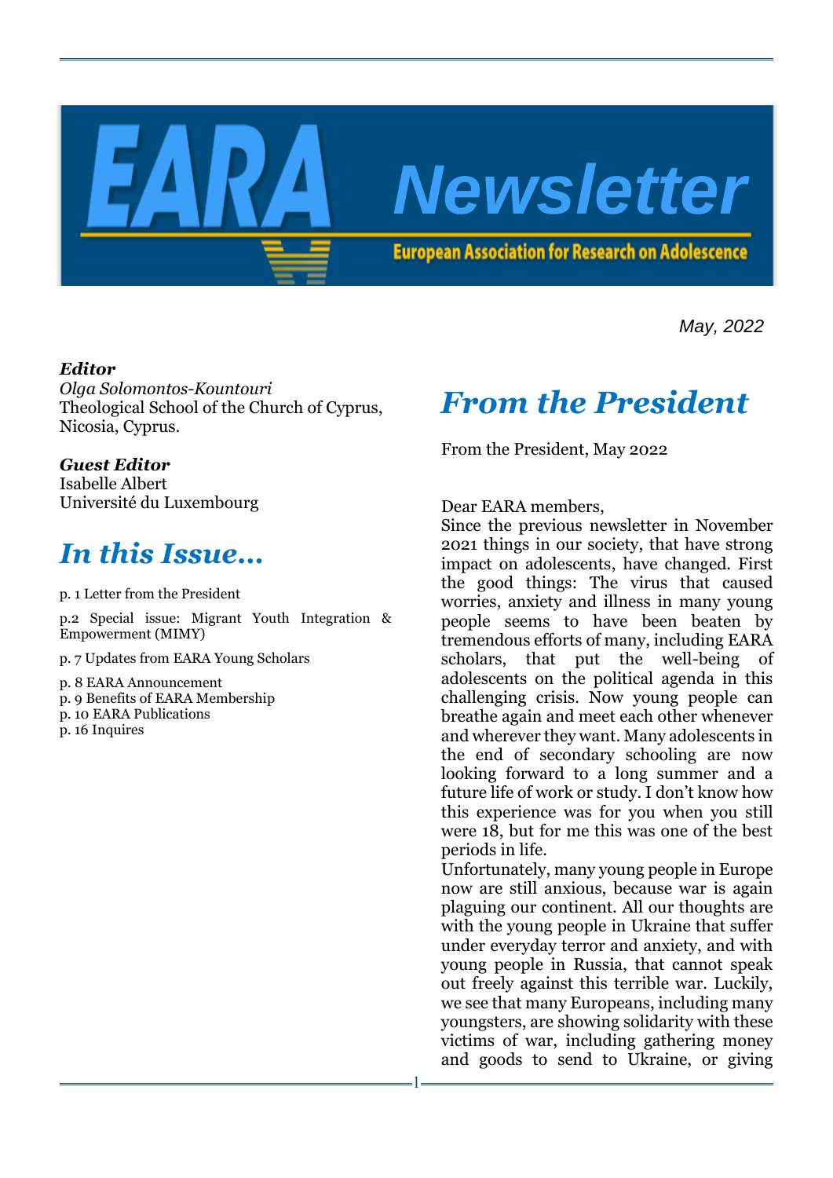# EARA Newsletter

European Association for Research on Adolescence

*May, 2022*

***Editor***
*Olga Solomontos-Kountouri*
Theological School of the Church of Cyprus, Nicosia, Cyprus.

***Guest Editor***
Isabelle Albert
Université du Luxembourg

## *In this Issue…*

p. 1 Letter from the President

p.2 Special issue: Migrant Youth Integration & Empowerment (MIMY)

p. 7 Updates from EARA Young Scholars

p. 8 EARA Announcement
p. 9 Benefits of EARA Membership
p. 10 EARA Publications
p. 16 Inquires

## *From the President*

From the President, May 2022

Dear EARA members,
Since the previous newsletter in November 2021 things in our society, that have strong impact on adolescents, have changed. First the good things: The virus that caused worries, anxiety and illness in many young people seems to have been beaten by tremendous efforts of many, including EARA scholars, that put the well-being of adolescents on the political agenda in this challenging crisis. Now young people can breathe again and meet each other whenever and wherever they want. Many adolescents in the end of secondary schooling are now looking forward to a long summer and a future life of work or study. I don't know how this experience was for you when you still were 18, but for me this was one of the best periods in life.
Unfortunately, many young people in Europe now are still anxious, because war is again plaguing our continent. All our thoughts are with the young people in Ukraine that suffer under everyday terror and anxiety, and with young people in Russia, that cannot speak out freely against this terrible war. Luckily, we see that many Europeans, including many youngsters, are showing solidarity with these victims of war, including gathering money and goods to send to Ukraine, or giving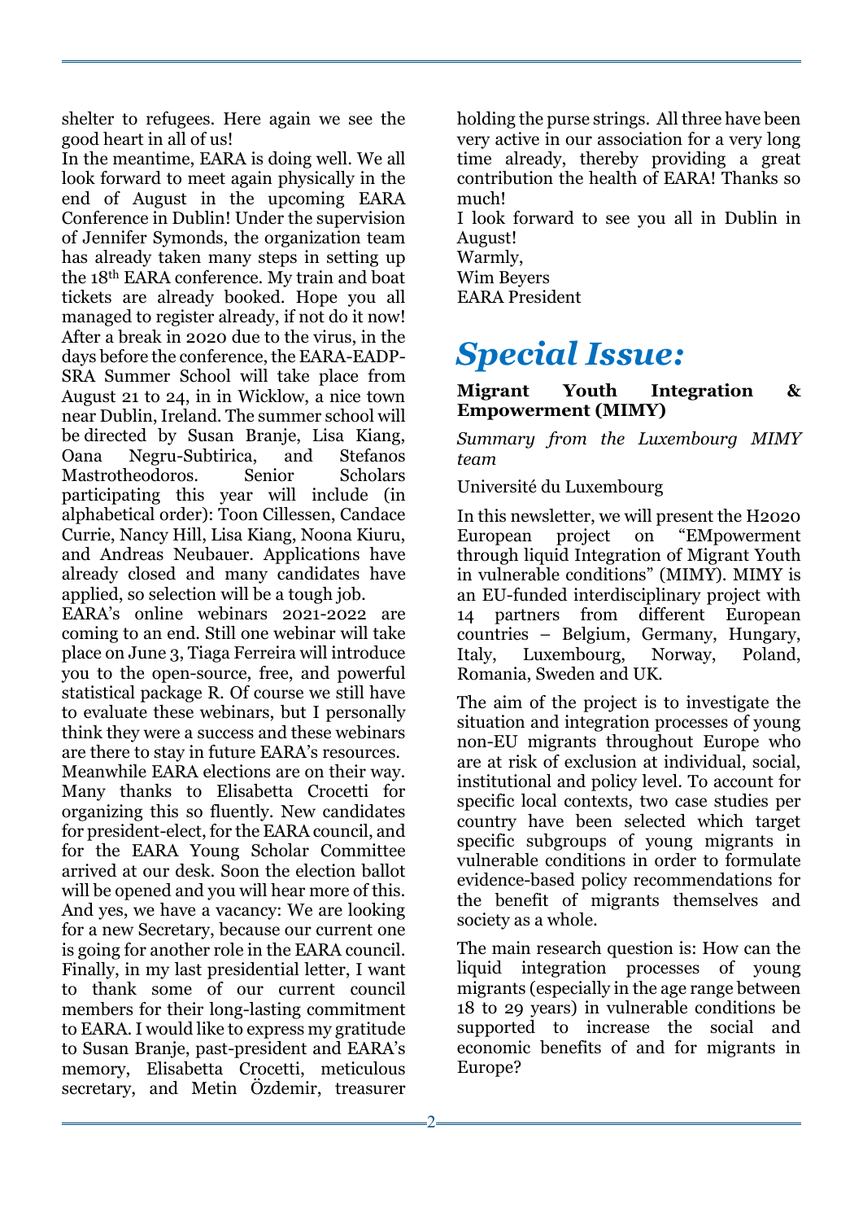shelter to refugees. Here again we see the good heart in all of us!

In the meantime, EARA is doing well. We all look forward to meet again physically in the end of August in the upcoming EARA Conference in Dublin! Under the supervision of Jennifer Symonds, the organization team has already taken many steps in setting up the 18th EARA conference. My train and boat tickets are already booked. Hope you all managed to register already, if not do it now! After a break in 2020 due to the virus, in the days before the conference, the EARA-EADP-SRA Summer School will take place from August 21 to 24, in in Wicklow, a nice town near Dublin, Ireland. The summer school will be directed by Susan Branje, Lisa Kiang, Oana Negru-Subtirica, and Stefanos Mastrotheodoros. Senior Scholars participating this year will include (in alphabetical order): Toon Cillessen, Candace Currie, Nancy Hill, Lisa Kiang, Noona Kiuru, and Andreas Neubauer. Applications have already closed and many candidates have applied, so selection will be a tough job.

EARA's online webinars 2021-2022 are coming to an end. Still one webinar will take place on June 3, Tiaga Ferreira will introduce you to the open-source, free, and powerful statistical package R. Of course we still have to evaluate these webinars, but I personally think they were a success and these webinars are there to stay in future EARA's resources.

Meanwhile EARA elections are on their way. Many thanks to Elisabetta Crocetti for organizing this so fluently. New candidates for president-elect, for the EARA council, and for the EARA Young Scholar Committee arrived at our desk. Soon the election ballot will be opened and you will hear more of this. And yes, we have a vacancy: We are looking for a new Secretary, because our current one is going for another role in the EARA council.

Finally, in my last presidential letter, I want to thank some of our current council members for their long-lasting commitment to EARA. I would like to express my gratitude to Susan Branje, past-president and EARA's memory, Elisabetta Crocetti, meticulous secretary, and Metin Özdemir, treasurer holding the purse strings. All three have been very active in our association for a very long time already, thereby providing a great contribution the health of EARA! Thanks so much!

I look forward to see you all in Dublin in August!

Warmly,

Wim Beyers

EARA President

# *Special Issue:*

**Migrant Youth Integration & Empowerment (MIMY)**

*Summary from the Luxembourg MIMY team*

Université du Luxembourg

In this newsletter, we will present the H2020 European project on "EMpowerment through liquid Integration of Migrant Youth in vulnerable conditions" (MIMY). MIMY is an EU-funded interdisciplinary project with 14 partners from different European countries – Belgium, Germany, Hungary, Italy, Luxembourg, Norway, Poland, Romania, Sweden and UK.

The aim of the project is to investigate the situation and integration processes of young non-EU migrants throughout Europe who are at risk of exclusion at individual, social, institutional and policy level. To account for specific local contexts, two case studies per country have been selected which target specific subgroups of young migrants in vulnerable conditions in order to formulate evidence-based policy recommendations for the benefit of migrants themselves and society as a whole.

The main research question is: How can the liquid integration processes of young migrants (especially in the age range between 18 to 29 years) in vulnerable conditions be supported to increase the social and economic benefits of and for migrants in Europe?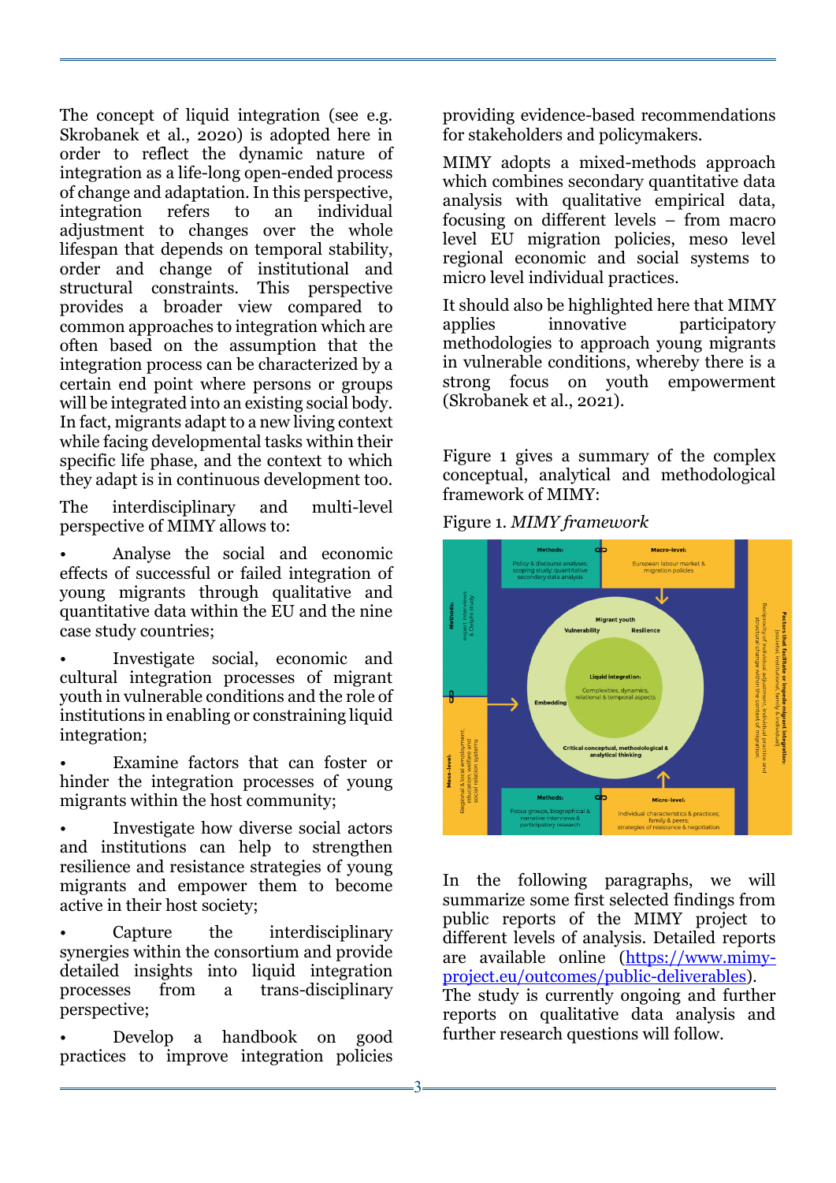The concept of liquid integration (see e.g. Skrobanek et al., 2020) is adopted here in order to reflect the dynamic nature of integration as a life-long open-ended process of change and adaptation. In this perspective, integration refers to an individual adjustment to changes over the whole lifespan that depends on temporal stability, order and change of institutional and structural constraints. This perspective provides a broader view compared to common approaches to integration which are often based on the assumption that the integration process can be characterized by a certain end point where persons or groups will be integrated into an existing social body. In fact, migrants adapt to a new living context while facing developmental tasks within their specific life phase, and the context to which they adapt is in continuous development too.

The interdisciplinary and multi-level perspective of MIMY allows to:

- Analyse the social and economic effects of successful or failed integration of young migrants through qualitative and quantitative data within the EU and the nine case study countries;
- Investigate social, economic and cultural integration processes of migrant youth in vulnerable conditions and the role of institutions in enabling or constraining liquid integration;
- Examine factors that can foster or hinder the integration processes of young migrants within the host community;
- Investigate how diverse social actors and institutions can help to strengthen resilience and resistance strategies of young migrants and empower them to become active in their host society;
- Capture the interdisciplinary synergies within the consortium and provide detailed insights into liquid integration processes from a trans-disciplinary perspective;
- Develop a handbook on good practices to improve integration policies providing evidence-based recommendations for stakeholders and policymakers.

MIMY adopts a mixed-methods approach which combines secondary quantitative data analysis with qualitative empirical data, focusing on different levels – from macro level EU migration policies, meso level regional economic and social systems to micro level individual practices.

It should also be highlighted here that MIMY applies innovative participatory methodologies to approach young migrants in vulnerable conditions, whereby there is a strong focus on youth empowerment (Skrobanek et al., 2021).

Figure 1 gives a summary of the complex conceptual, analytical and methodological framework of MIMY:

Figure 1. *MIMY framework*

In the following paragraphs, we will summarize some first selected findings from public reports of the MIMY project to different levels of analysis. Detailed reports are available online (https://www.mimy-project.eu/outcomes/public-deliverables). The study is currently ongoing and further reports on qualitative data analysis and further research questions will follow.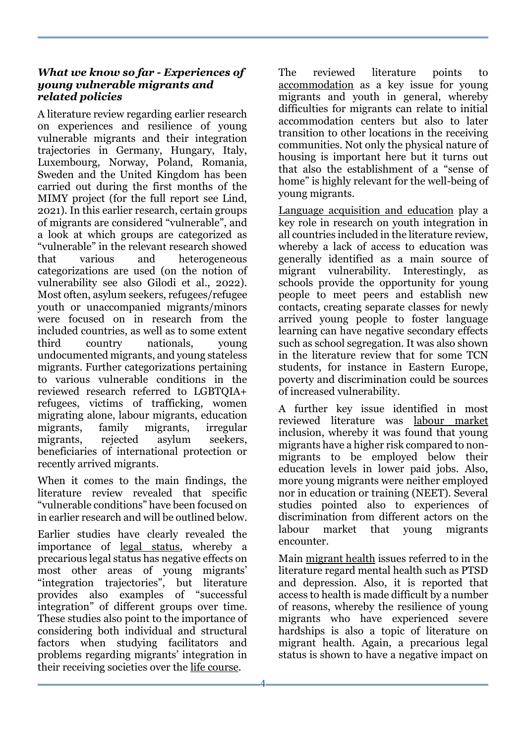***What we know so far - Experiences of young vulnerable migrants and related policies***

A literature review regarding earlier research on experiences and resilience of young vulnerable migrants and their integration trajectories in Germany, Hungary, Italy, Luxembourg, Norway, Poland, Romania, Sweden and the United Kingdom has been carried out during the first months of the MIMY project (for the full report see Lind, 2021). In this earlier research, certain groups of migrants are considered "vulnerable", and a look at which groups are categorized as "vulnerable" in the relevant research showed that various and heterogeneous categorizations are used (on the notion of vulnerability see also Gilodi et al., 2022). Most often, asylum seekers, refugees/refugee youth or unaccompanied migrants/minors were focused on in research from the included countries, as well as to some extent third country nationals, young undocumented migrants, and young stateless migrants. Further categorizations pertaining to various vulnerable conditions in the reviewed research referred to LGBTQIA+ refugees, victims of trafficking, women migrating alone, labour migrants, education migrants, family migrants, irregular migrants, rejected asylum seekers, beneficiaries of international protection or recently arrived migrants.

When it comes to the main findings, the literature review revealed that specific "vulnerable conditions" have been focused on in earlier research and will be outlined below.

Earlier studies have clearly revealed the importance of <u>legal status</u>, whereby a precarious legal status has negative effects on most other areas of young migrants' "integration trajectories", but literature provides also examples of "successful integration" of different groups over time. These studies also point to the importance of considering both individual and structural factors when studying facilitators and problems regarding migrants' integration in their receiving societies over the <u>life course</u>.

The reviewed literature points to <u>accommodation</u> as a key issue for young migrants and youth in general, whereby difficulties for migrants can relate to initial accommodation centers but also to later transition to other locations in the receiving communities. Not only the physical nature of housing is important here but it turns out that also the establishment of a "sense of home" is highly relevant for the well-being of young migrants.

<u>Language acquisition and education</u> play a key role in research on youth integration in all countries included in the literature review, whereby a lack of access to education was generally identified as a main source of migrant vulnerability. Interestingly, as schools provide the opportunity for young people to meet peers and establish new contacts, creating separate classes for newly arrived young people to foster language learning can have negative secondary effects such as school segregation. It was also shown in the literature review that for some TCN students, for instance in Eastern Europe, poverty and discrimination could be sources of increased vulnerability.

A further key issue identified in most reviewed literature was <u>labour market</u> inclusion, whereby it was found that young migrants have a higher risk compared to non-migrants to be employed below their education levels in lower paid jobs. Also, more young migrants were neither employed nor in education or training (NEET). Several studies pointed also to experiences of discrimination from different actors on the labour market that young migrants encounter.

Main <u>migrant health</u> issues referred to in the literature regard mental health such as PTSD and depression. Also, it is reported that access to health is made difficult by a number of reasons, whereby the resilience of young migrants who have experienced severe hardships is also a topic of literature on migrant health. Again, a precarious legal status is shown to have a negative impact on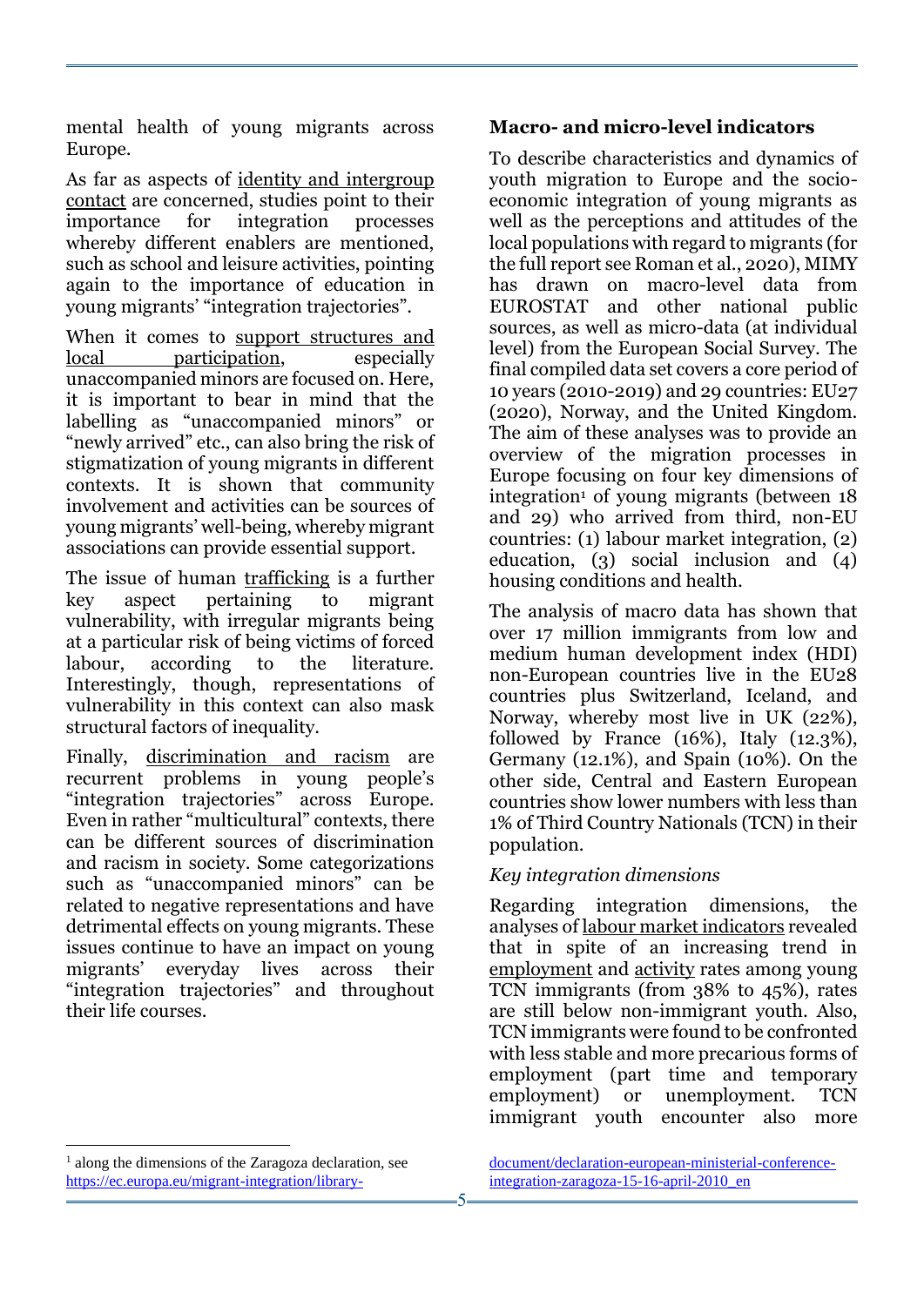mental health of young migrants across Europe.

As far as aspects of identity and intergroup contact are concerned, studies point to their importance for integration processes whereby different enablers are mentioned, such as school and leisure activities, pointing again to the importance of education in young migrants' "integration trajectories".

When it comes to support structures and local participation, especially unaccompanied minors are focused on. Here, it is important to bear in mind that the labelling as "unaccompanied minors" or "newly arrived" etc., can also bring the risk of stigmatization of young migrants in different contexts. It is shown that community involvement and activities can be sources of young migrants' well-being, whereby migrant associations can provide essential support.

The issue of human trafficking is a further key aspect pertaining to migrant vulnerability, with irregular migrants being at a particular risk of being victims of forced labour, according to the literature. Interestingly, though, representations of vulnerability in this context can also mask structural factors of inequality.

Finally, discrimination and racism are recurrent problems in young people's "integration trajectories" across Europe. Even in rather "multicultural" contexts, there can be different sources of discrimination and racism in society. Some categorizations such as "unaccompanied minors" can be related to negative representations and have detrimental effects on young migrants. These issues continue to have an impact on young migrants' everyday lives across their "integration trajectories" and throughout their life courses.

## Macro- and micro-level indicators

To describe characteristics and dynamics of youth migration to Europe and the socio-economic integration of young migrants as well as the perceptions and attitudes of the local populations with regard to migrants (for the full report see Roman et al., 2020), MIMY has drawn on macro-level data from EUROSTAT and other national public sources, as well as micro-data (at individual level) from the European Social Survey. The final compiled data set covers a core period of 10 years (2010-2019) and 29 countries: EU27 (2020), Norway, and the United Kingdom. The aim of these analyses was to provide an overview of the migration processes in Europe focusing on four key dimensions of integration[1] of young migrants (between 18 and 29) who arrived from third, non-EU countries: (1) labour market integration, (2) education, (3) social inclusion and (4) housing conditions and health.

The analysis of macro data has shown that over 17 million immigrants from low and medium human development index (HDI) non-European countries live in the EU28 countries plus Switzerland, Iceland, and Norway, whereby most live in UK (22%), followed by France (16%), Italy (12.3%), Germany (12.1%), and Spain (10%). On the other side, Central and Eastern European countries show lower numbers with less than 1% of Third Country Nationals (TCN) in their population.

### *Key integration dimensions*

Regarding integration dimensions, the analyses of labour market indicators revealed that in spite of an increasing trend in employment and activity rates among young TCN immigrants (from 38% to 45%), rates are still below non-immigrant youth. Also, TCN immigrants were found to be confronted with less stable and more precarious forms of employment (part time and temporary employment) or unemployment. TCN immigrant youth encounter also more

---

[1] along the dimensions of the Zaragoza declaration, see https://ec.europa.eu/migrant-integration/library-document/declaration-european-ministerial-conference-integration-zaragoza-15-16-april-2010_en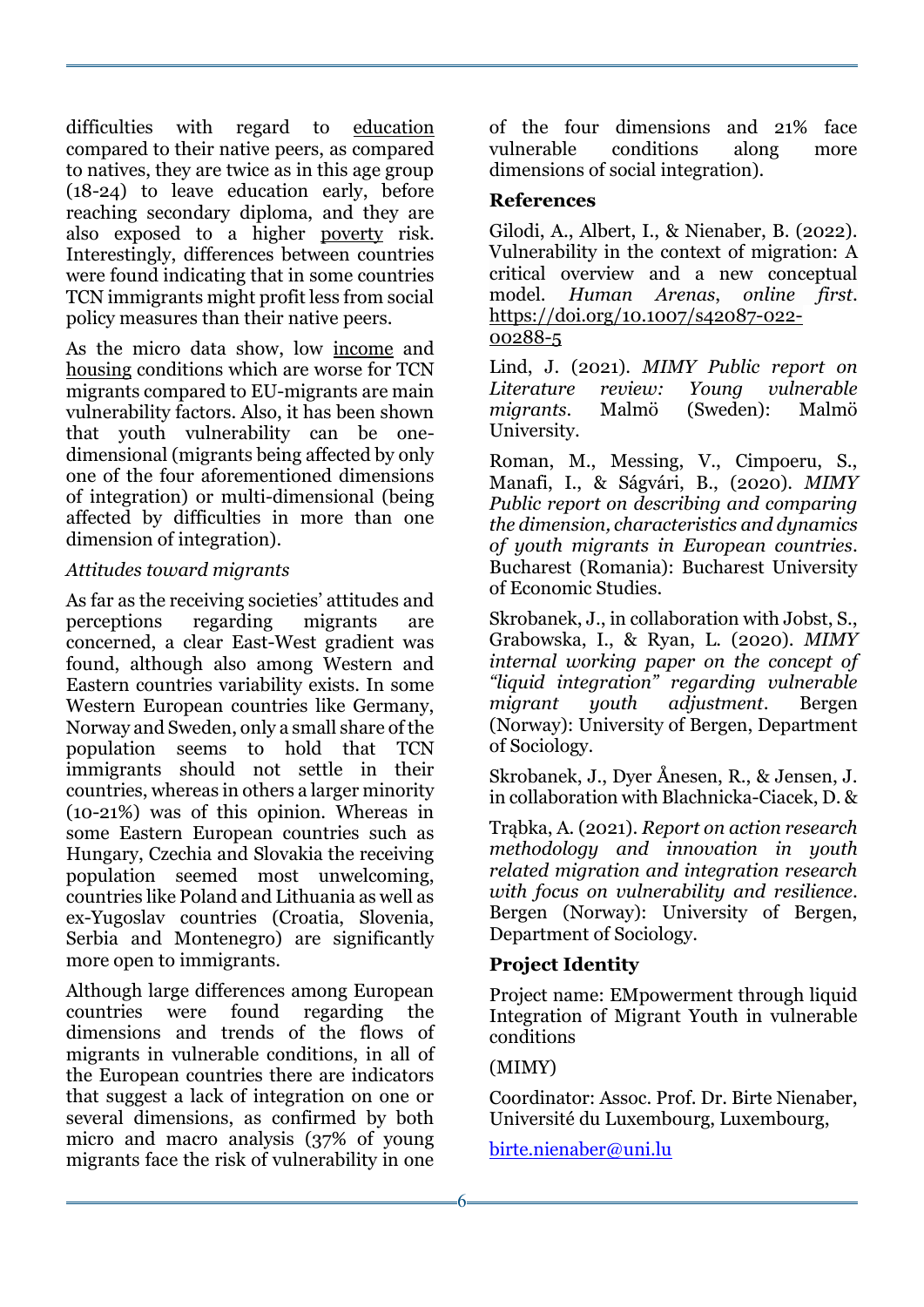difficulties with regard to education compared to their native peers, as compared to natives, they are twice as in this age group (18-24) to leave education early, before reaching secondary diploma, and they are also exposed to a higher poverty risk. Interestingly, differences between countries were found indicating that in some countries TCN immigrants might profit less from social policy measures than their native peers.

As the micro data show, low income and housing conditions which are worse for TCN migrants compared to EU-migrants are main vulnerability factors. Also, it has been shown that youth vulnerability can be one-dimensional (migrants being affected by only one of the four aforementioned dimensions of integration) or multi-dimensional (being affected by difficulties in more than one dimension of integration).

*Attitudes toward migrants*

As far as the receiving societies' attitudes and perceptions regarding migrants are concerned, a clear East-West gradient was found, although also among Western and Eastern countries variability exists. In some Western European countries like Germany, Norway and Sweden, only a small share of the population seems to hold that TCN immigrants should not settle in their countries, whereas in others a larger minority (10-21%) was of this opinion. Whereas in some Eastern European countries such as Hungary, Czechia and Slovakia the receiving population seemed most unwelcoming, countries like Poland and Lithuania as well as ex-Yugoslav countries (Croatia, Slovenia, Serbia and Montenegro) are significantly more open to immigrants.

Although large differences among European countries were found regarding the dimensions and trends of the flows of migrants in vulnerable conditions, in all of the European countries there are indicators that suggest a lack of integration on one or several dimensions, as confirmed by both micro and macro analysis (37% of young migrants face the risk of vulnerability in one of the four dimensions and 21% face vulnerable conditions along more dimensions of social integration).

### References

Gilodi, A., Albert, I., & Nienaber, B. (2022). Vulnerability in the context of migration: A critical overview and a new conceptual model. *Human Arenas*, *online first*. https://doi.org/10.1007/s42087-022-00288-5

Lind, J. (2021). *MIMY Public report on Literature review: Young vulnerable migrants*. Malmö (Sweden): Malmö University.

Roman, M., Messing, V., Cimpoeru, S., Manafi, I., & Ságvári, B., (2020). *MIMY Public report on describing and comparing the dimension, characteristics and dynamics of youth migrants in European countries*. Bucharest (Romania): Bucharest University of Economic Studies.

Skrobanek, J., in collaboration with Jobst, S., Grabowska, I., & Ryan, L. (2020). *MIMY internal working paper on the concept of "liquid integration" regarding vulnerable migrant youth adjustment*. Bergen (Norway): University of Bergen, Department of Sociology.

Skrobanek, J., Dyer Ånesen, R., & Jensen, J. in collaboration with Blachnicka-Ciacek, D. & Trąbka, A. (2021). *Report on action research methodology and innovation in youth related migration and integration research with focus on vulnerability and resilience*. Bergen (Norway): University of Bergen, Department of Sociology.

### Project Identity

Project name: EMpowerment through liquid Integration of Migrant Youth in vulnerable conditions

(MIMY)

Coordinator: Assoc. Prof. Dr. Birte Nienaber, Université du Luxembourg, Luxembourg,

birte.nienaber@uni.lu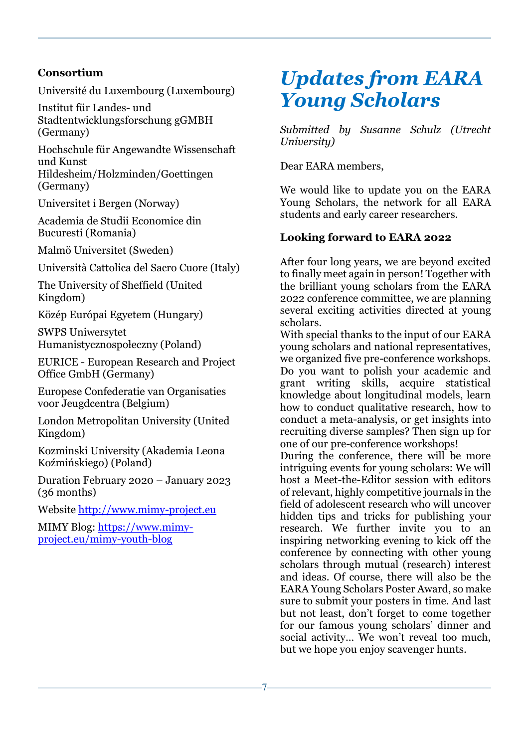**Consortium**

Université du Luxembourg (Luxembourg)

Institut für Landes- und Stadtentwicklungsforschung gGMBH (Germany)

Hochschule für Angewandte Wissenschaft und Kunst Hildesheim/Holzminden/Goettingen (Germany)

Universitet i Bergen (Norway)

Academia de Studii Economice din Bucuresti (Romania)

Malmö Universitet (Sweden)

Università Cattolica del Sacro Cuore (Italy)

The University of Sheffield (United Kingdom)

Közép Európai Egyetem (Hungary)

SWPS Uniwersytet Humanistycznospołeczny (Poland)

EURICE - European Research and Project Office GmbH (Germany)

Europese Confederatie van Organisaties voor Jeugdcentra (Belgium)

London Metropolitan University (United Kingdom)

Kozminski University (Akademia Leona Koźmińskiego) (Poland)

Duration February 2020 – January 2023 (36 months)

Website http://www.mimy-project.eu

MIMY Blog: https://www.mimy-project.eu/mimy-youth-blog

# *Updates from EARA Young Scholars*

*Submitted by Susanne Schulz (Utrecht University)*

Dear EARA members,

We would like to update you on the EARA Young Scholars, the network for all EARA students and early career researchers.

**Looking forward to EARA 2022**

After four long years, we are beyond excited to finally meet again in person! Together with the brilliant young scholars from the EARA 2022 conference committee, we are planning several exciting activities directed at young scholars.

With special thanks to the input of our EARA young scholars and national representatives, we organized five pre-conference workshops. Do you want to polish your academic and grant writing skills, acquire statistical knowledge about longitudinal models, learn how to conduct qualitative research, how to conduct a meta-analysis, or get insights into recruiting diverse samples? Then sign up for one of our pre-conference workshops!

During the conference, there will be more intriguing events for young scholars: We will host a Meet-the-Editor session with editors of relevant, highly competitive journals in the field of adolescent research who will uncover hidden tips and tricks for publishing your research. We further invite you to an inspiring networking evening to kick off the conference by connecting with other young scholars through mutual (research) interest and ideas. Of course, there will also be the EARA Young Scholars Poster Award, so make sure to submit your posters in time. And last but not least, don't forget to come together for our famous young scholars' dinner and social activity… We won't reveal too much, but we hope you enjoy scavenger hunts.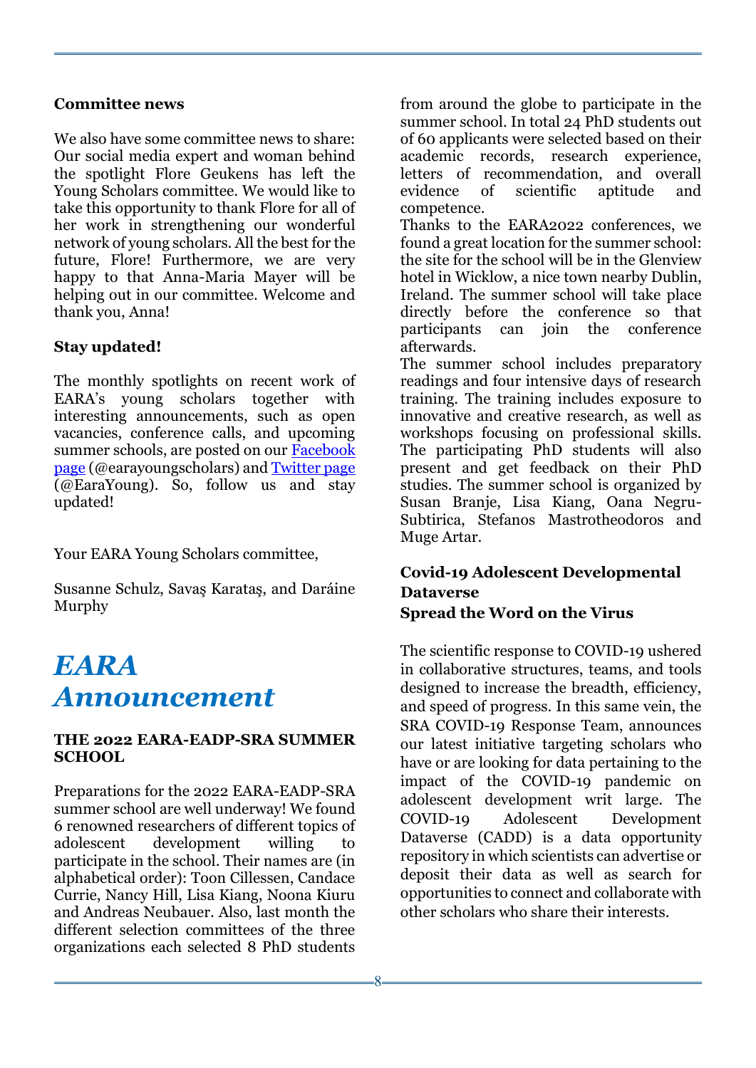**Committee news**

We also have some committee news to share: Our social media expert and woman behind the spotlight Flore Geukens has left the Young Scholars committee. We would like to take this opportunity to thank Flore for all of her work in strengthening our wonderful network of young scholars. All the best for the future, Flore! Furthermore, we are very happy to that Anna-Maria Mayer will be helping out in our committee. Welcome and thank you, Anna!

**Stay updated!**

The monthly spotlights on recent work of EARA's young scholars together with interesting announcements, such as open vacancies, conference calls, and upcoming summer schools, are posted on our Facebook page (@earayoungscholars) and Twitter page (@EaraYoung). So, follow us and stay updated!

Your EARA Young Scholars committee,

Susanne Schulz, Savaş Karataş, and Daráine Murphy

# *EARA Announcement*

**THE 2022 EARA-EADP-SRA SUMMER SCHOOL**

Preparations for the 2022 EARA-EADP-SRA summer school are well underway! We found 6 renowned researchers of different topics of adolescent development willing to participate in the school. Their names are (in alphabetical order): Toon Cillessen, Candace Currie, Nancy Hill, Lisa Kiang, Noona Kiuru and Andreas Neubauer. Also, last month the different selection committees of the three organizations each selected 8 PhD students from around the globe to participate in the summer school. In total 24 PhD students out of 60 applicants were selected based on their academic records, research experience, letters of recommendation, and overall evidence of scientific aptitude and competence.
Thanks to the EARA2022 conferences, we found a great location for the summer school: the site for the school will be in the Glenview hotel in Wicklow, a nice town nearby Dublin, Ireland. The summer school will take place directly before the conference so that participants can join the conference afterwards.
The summer school includes preparatory readings and four intensive days of research training. The training includes exposure to innovative and creative research, as well as workshops focusing on professional skills. The participating PhD students will also present and get feedback on their PhD studies. The summer school is organized by Susan Branje, Lisa Kiang, Oana Negru-Subtirica, Stefanos Mastrotheodoros and Muge Artar.

**Covid-19 Adolescent Developmental Dataverse**
**Spread the Word on the Virus**

The scientific response to COVID-19 ushered in collaborative structures, teams, and tools designed to increase the breadth, efficiency, and speed of progress. In this same vein, the SRA COVID-19 Response Team, announces our latest initiative targeting scholars who have or are looking for data pertaining to the impact of the COVID-19 pandemic on adolescent development writ large. The COVID-19 Adolescent Development Dataverse (CADD) is a data opportunity repository in which scientists can advertise or deposit their data as well as search for opportunities to connect and collaborate with other scholars who share their interests.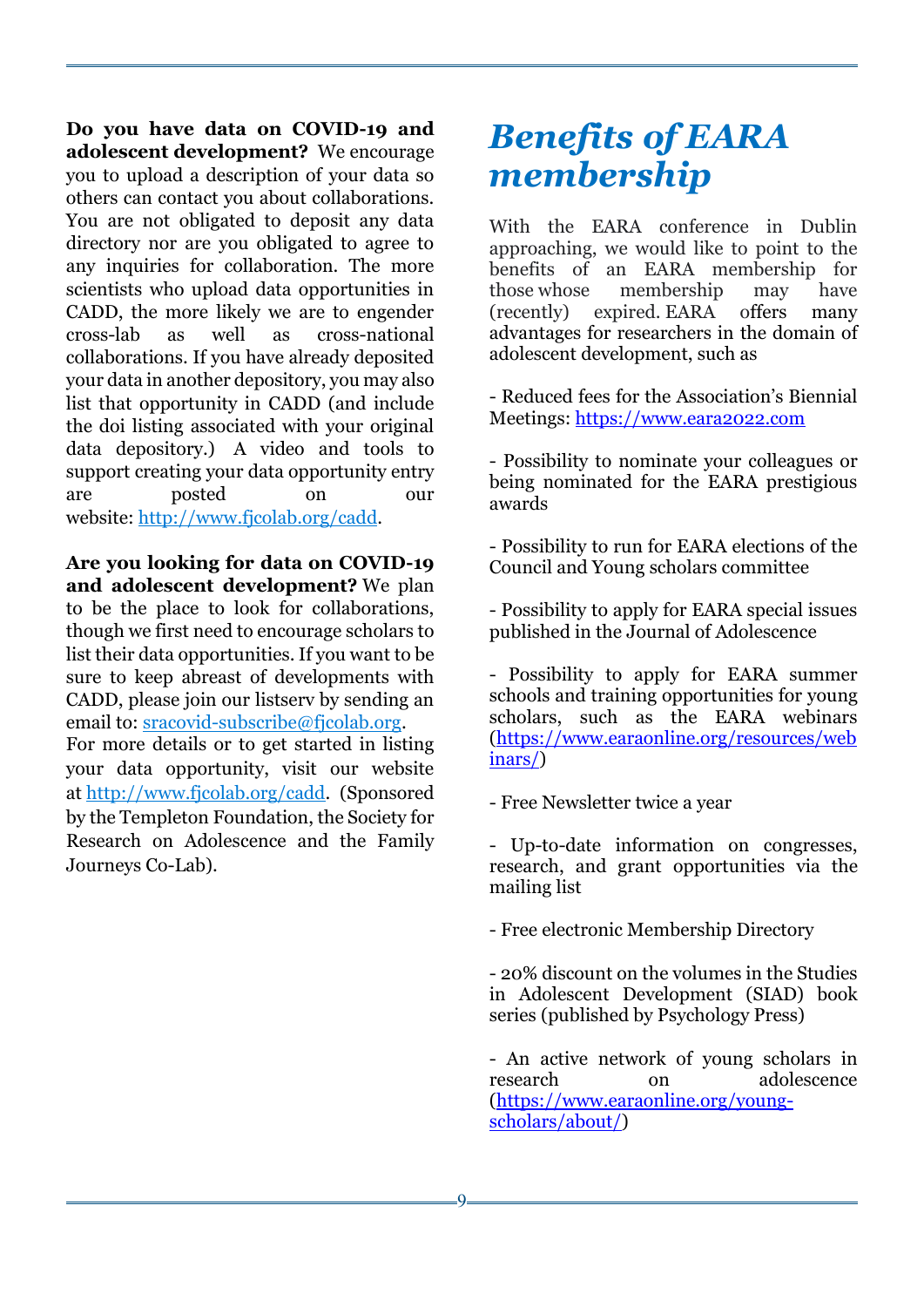**Do you have data on COVID-19 and adolescent development?** We encourage you to upload a description of your data so others can contact you about collaborations. You are not obligated to deposit any data directory nor are you obligated to agree to any inquiries for collaboration. The more scientists who upload data opportunities in CADD, the more likely we are to engender cross-lab as well as cross-national collaborations. If you have already deposited your data in another depository, you may also list that opportunity in CADD (and include the doi listing associated with your original data depository.) A video and tools to support creating your data opportunity entry are posted on our website: http://www.fjcolab.org/cadd.

**Are you looking for data on COVID-19 and adolescent development?** We plan to be the place to look for collaborations, though we first need to encourage scholars to list their data opportunities. If you want to be sure to keep abreast of developments with CADD, please join our listserv by sending an email to: sracovid-subscribe@fjcolab.org.
For more details or to get started in listing your data opportunity, visit our website at http://www.fjcolab.org/cadd. (Sponsored by the Templeton Foundation, the Society for Research on Adolescence and the Family Journeys Co-Lab).

# *Benefits of EARA membership*

With the EARA conference in Dublin approaching, we would like to point to the benefits of an EARA membership for those whose membership may have (recently) expired. EARA offers many advantages for researchers in the domain of adolescent development, such as

- Reduced fees for the Association's Biennial Meetings: https://www.eara2022.com

- Possibility to nominate your colleagues or being nominated for the EARA prestigious awards

- Possibility to run for EARA elections of the Council and Young scholars committee

- Possibility to apply for EARA special issues published in the Journal of Adolescence

- Possibility to apply for EARA summer schools and training opportunities for young scholars, such as the EARA webinars (https://www.earaonline.org/resources/webinars/)

- Free Newsletter twice a year

- Up-to-date information on congresses, research, and grant opportunities via the mailing list

- Free electronic Membership Directory

- 20% discount on the volumes in the Studies in Adolescent Development (SIAD) book series (published by Psychology Press)

- An active network of young scholars in research on adolescence (https://www.earaonline.org/young-scholars/about/)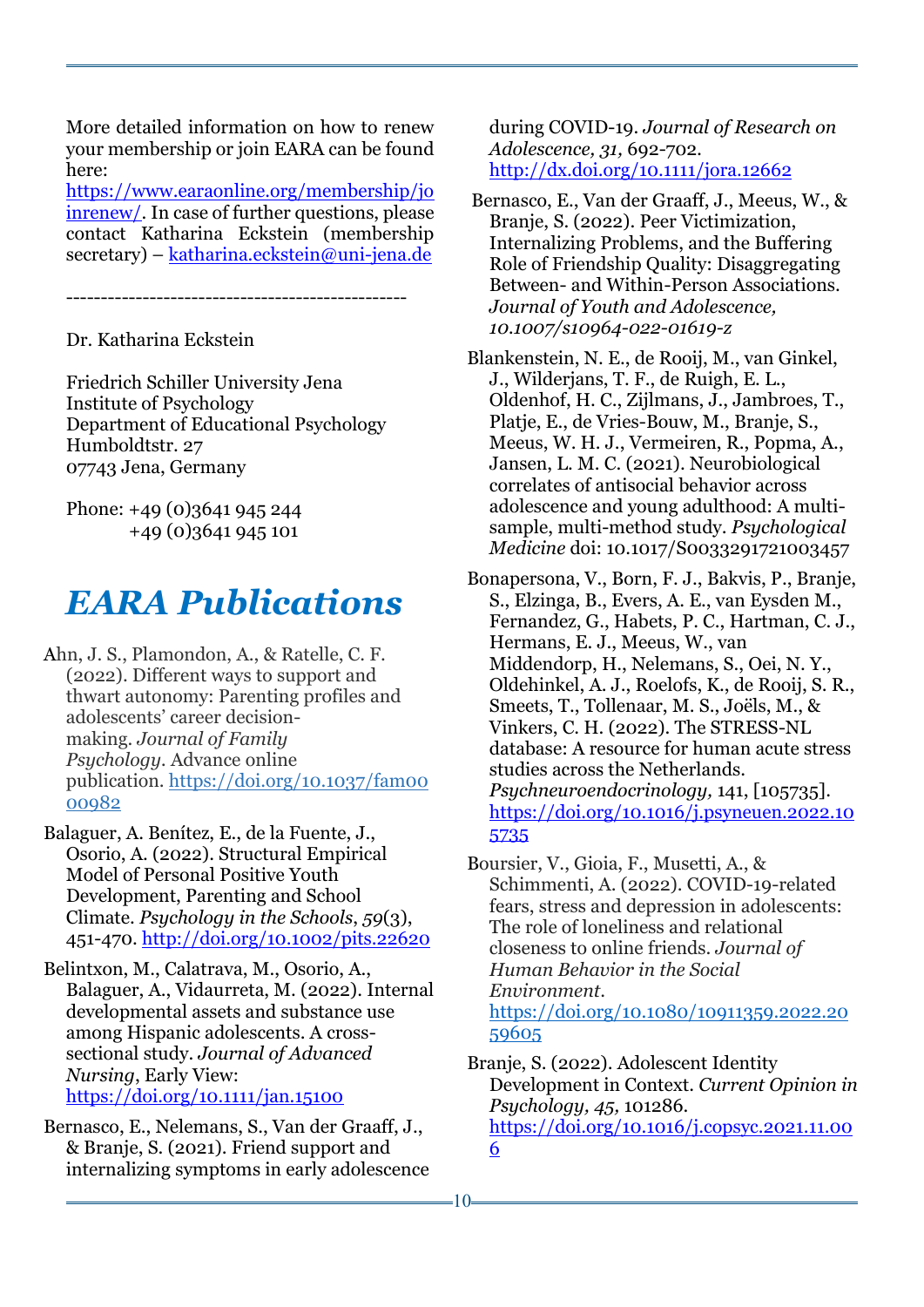More detailed information on how to renew your membership or join EARA can be found here: https://www.earaonline.org/membership/joinrenew/. In case of further questions, please contact Katharina Eckstein (membership secretary) – katharina.eckstein@uni-jena.de

-------------------------------------------------

Dr. Katharina Eckstein

Friedrich Schiller University Jena
Institute of Psychology
Department of Educational Psychology
Humboldtstr. 27
07743 Jena, Germany

Phone: +49 (0)3641 945 244
+49 (0)3641 945 101

# *EARA Publications*

Ahn, J. S., Plamondon, A., & Ratelle, C. F. (2022). Different ways to support and thwart autonomy: Parenting profiles and adolescents' career decision-making. *Journal of Family Psychology*. Advance online publication. https://doi.org/10.1037/fam0000982

Balaguer, A. Benítez, E., de la Fuente, J., Osorio, A. (2022). Structural Empirical Model of Personal Positive Youth Development, Parenting and School Climate. *Psychology in the Schools*, *59*(3), 451-470. http://doi.org/10.1002/pits.22620

Belintxon, M., Calatrava, M., Osorio, A., Balaguer, A., Vidaurreta, M. (2022). Internal developmental assets and substance use among Hispanic adolescents. A cross-sectional study. *Journal of Advanced Nursing*, Early View: https://doi.org/10.1111/jan.15100

Bernasco, E., Nelemans, S., Van der Graaff, J., & Branje, S. (2021). Friend support and internalizing symptoms in early adolescence during COVID-19. *Journal of Research on Adolescence, 31,* 692-702. http://dx.doi.org/10.1111/jora.12662

Bernasco, E., Van der Graaff, J., Meeus, W., & Branje, S. (2022). Peer Victimization, Internalizing Problems, and the Buffering Role of Friendship Quality: Disaggregating Between- and Within-Person Associations. *Journal of Youth and Adolescence, 10.1007/s10964-022-01619-z*

Blankenstein, N. E., de Rooij, M., van Ginkel, J., Wilderjans, T. F., de Ruigh, E. L., Oldenhof, H. C., Zijlmans, J., Jambroes, T., Platje, E., de Vries-Bouw, M., Branje, S., Meeus, W. H. J., Vermeiren, R., Popma, A., Jansen, L. M. C. (2021). Neurobiological correlates of antisocial behavior across adolescence and young adulthood: A multi-sample, multi-method study. *Psychological Medicine* doi: 10.1017/S0033291721003457

Bonapersona, V., Born, F. J., Bakvis, P., Branje, S., Elzinga, B., Evers, A. E., van Eysden M., Fernandez, G., Habets, P. C., Hartman, C. J., Hermans, E. J., Meeus, W., van Middendorp, H., Nelemans, S., Oei, N. Y., Oldehinkel, A. J., Roelofs, K., de Rooij, S. R., Smeets, T., Tollenaar, M. S., Joëls, M., & Vinkers, C. H. (2022). The STRESS-NL database: A resource for human acute stress studies across the Netherlands. *Psychneuroendocrinology,* 141, [105735]. https://doi.org/10.1016/j.psyneuen.2022.105735

Boursier, V., Gioia, F., Musetti, A., & Schimmenti, A. (2022). COVID-19-related fears, stress and depression in adolescents: The role of loneliness and relational closeness to online friends. *Journal of Human Behavior in the Social Environment*. https://doi.org/10.1080/10911359.2022.2059605

Branje, S. (2022). Adolescent Identity Development in Context. *Current Opinion in Psychology, 45,* 101286. https://doi.org/10.1016/j.copsyc.2021.11.006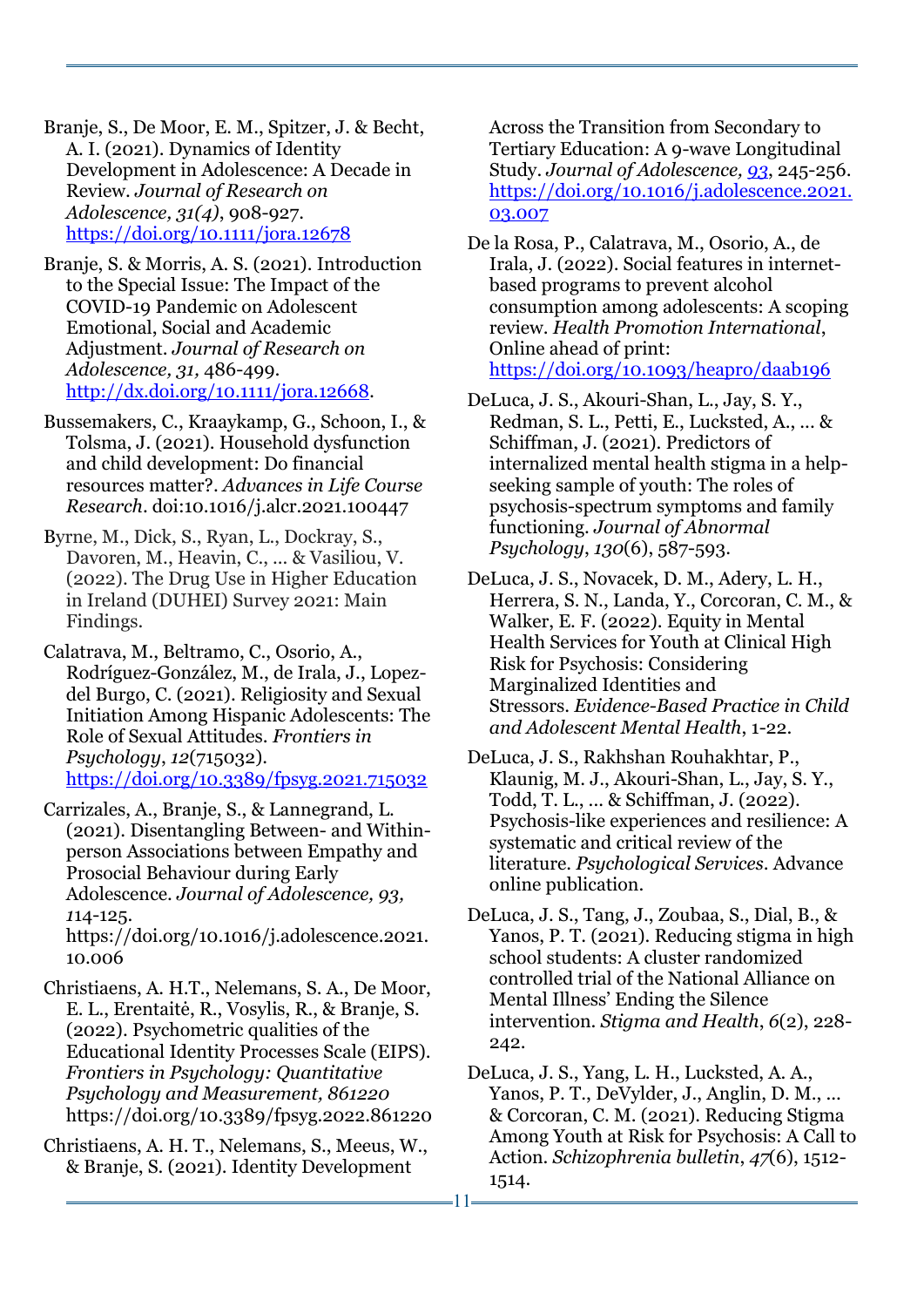Branje, S., De Moor, E. M., Spitzer, J. & Becht, A. I. (2021). Dynamics of Identity Development in Adolescence: A Decade in Review. *Journal of Research on Adolescence, 31(4)*, 908-927. https://doi.org/10.1111/jora.12678

Branje, S. & Morris, A. S. (2021). Introduction to the Special Issue: The Impact of the COVID-19 Pandemic on Adolescent Emotional, Social and Academic Adjustment. *Journal of Research on Adolescence, 31,* 486-499. http://dx.doi.org/10.1111/jora.12668.

Bussemakers, C., Kraaykamp, G., Schoon, I., & Tolsma, J. (2021). Household dysfunction and child development: Do financial resources matter?. *Advances in Life Course Research*. doi:10.1016/j.alcr.2021.100447

Byrne, M., Dick, S., Ryan, L., Dockray, S., Davoren, M., Heavin, C., ... & Vasiliou, V. (2022). The Drug Use in Higher Education in Ireland (DUHEI) Survey 2021: Main Findings.

Calatrava, M., Beltramo, C., Osorio, A., Rodríguez-González, M., de Irala, J., Lopez-del Burgo, C. (2021). Religiosity and Sexual Initiation Among Hispanic Adolescents: The Role of Sexual Attitudes. *Frontiers in Psychology*, *12*(715032). https://doi.org/10.3389/fpsyg.2021.715032

Carrizales, A., Branje, S., & Lannegrand, L. (2021). Disentangling Between- and Within-person Associations between Empathy and Prosocial Behaviour during Early Adolescence. *Journal of Adolescence, 93, 1*14-125. https://doi.org/10.1016/j.adolescence.2021.10.006

Christiaens, A. H.T., Nelemans, S. A., De Moor, E. L., Erentaitė, R., Vosylis, R., & Branje, S. (2022). Psychometric qualities of the Educational Identity Processes Scale (EIPS). *Frontiers in Psychology: Quantitative Psychology and Measurement, 861220* https://doi.org/10.3389/fpsyg.2022.861220

Christiaens, A. H. T., Nelemans, S., Meeus, W., & Branje, S. (2021). Identity Development Across the Transition from Secondary to Tertiary Education: A 9-wave Longitudinal Study. *Journal of Adolescence, 93*, 245-256. https://doi.org/10.1016/j.adolescence.2021.03.007

De la Rosa, P., Calatrava, M., Osorio, A., de Irala, J. (2022). Social features in internet-based programs to prevent alcohol consumption among adolescents: A scoping review. *Health Promotion International*, Online ahead of print: https://doi.org/10.1093/heapro/daab196

DeLuca, J. S., Akouri-Shan, L., Jay, S. Y., Redman, S. L., Petti, E., Lucksted, A., ... & Schiffman, J. (2021). Predictors of internalized mental health stigma in a help-seeking sample of youth: The roles of psychosis-spectrum symptoms and family functioning. *Journal of Abnormal Psychology*, *130*(6), 587-593.

DeLuca, J. S., Novacek, D. M., Adery, L. H., Herrera, S. N., Landa, Y., Corcoran, C. M., & Walker, E. F. (2022). Equity in Mental Health Services for Youth at Clinical High Risk for Psychosis: Considering Marginalized Identities and Stressors. *Evidence-Based Practice in Child and Adolescent Mental Health*, 1-22.

DeLuca, J. S., Rakhshan Rouhakhtar, P., Klaunig, M. J., Akouri-Shan, L., Jay, S. Y., Todd, T. L., ... & Schiffman, J. (2022). Psychosis-like experiences and resilience: A systematic and critical review of the literature. *Psychological Services*. Advance online publication.

DeLuca, J. S., Tang, J., Zoubaa, S., Dial, B., & Yanos, P. T. (2021). Reducing stigma in high school students: A cluster randomized controlled trial of the National Alliance on Mental Illness' Ending the Silence intervention. *Stigma and Health*, *6*(2), 228-242.

DeLuca, J. S., Yang, L. H., Lucksted, A. A., Yanos, P. T., DeVylder, J., Anglin, D. M., ... & Corcoran, C. M. (2021). Reducing Stigma Among Youth at Risk for Psychosis: A Call to Action. *Schizophrenia bulletin*, *47*(6), 1512-1514.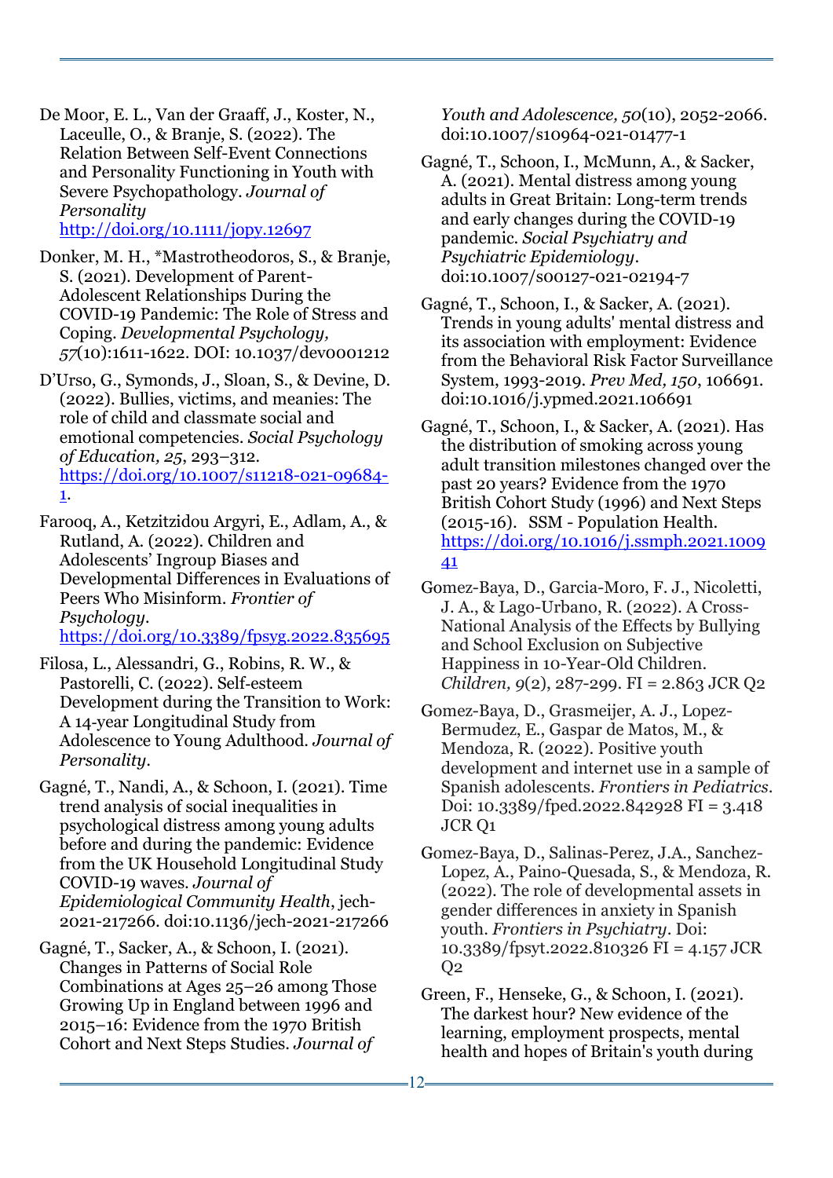De Moor, E. L., Van der Graaff, J., Koster, N., Laceulle, O., & Branje, S. (2022). The Relation Between Self-Event Connections and Personality Functioning in Youth with Severe Psychopathology. *Journal of Personality* http://doi.org/10.1111/jopy.12697

Donker, M. H., *Mastrotheodoros, S., & Branje, S. (2021). Development of Parent-Adolescent Relationships During the COVID-19 Pandemic: The Role of Stress and Coping. *Developmental Psychology, 57*(10):1611-1622. DOI: 10.1037/dev0001212

D'Urso, G., Symonds, J., Sloan, S., & Devine, D. (2022). Bullies, victims, and meanies: The role of child and classmate social and emotional competencies. *Social Psychology of Education, 25*, 293–312. https://doi.org/10.1007/s11218-021-09684-1.

Farooq, A., Ketzitzidou Argyri, E., Adlam, A., & Rutland, A. (2022). Children and Adolescents' Ingroup Biases and Developmental Differences in Evaluations of Peers Who Misinform. *Frontier of Psychology*. https://doi.org/10.3389/fpsyg.2022.835695

Filosa, L., Alessandri, G., Robins, R. W., & Pastorelli, C. (2022). Self-esteem Development during the Transition to Work: A 14-year Longitudinal Study from Adolescence to Young Adulthood. *Journal of Personality*.

Gagné, T., Nandi, A., & Schoon, I. (2021). Time trend analysis of social inequalities in psychological distress among young adults before and during the pandemic: Evidence from the UK Household Longitudinal Study COVID-19 waves. *Journal of Epidemiological Community Health*, jech-2021-217266. doi:10.1136/jech-2021-217266

Gagné, T., Sacker, A., & Schoon, I. (2021). Changes in Patterns of Social Role Combinations at Ages 25–26 among Those Growing Up in England between 1996 and 2015–16: Evidence from the 1970 British Cohort and Next Steps Studies. *Journal of Youth and Adolescence, 50*(10), 2052-2066. doi:10.1007/s10964-021-01477-1

Gagné, T., Schoon, I., McMunn, A., & Sacker, A. (2021). Mental distress among young adults in Great Britain: Long-term trends and early changes during the COVID-19 pandemic. *Social Psychiatry and Psychiatric Epidemiology*. doi:10.1007/s00127-021-02194-7

Gagné, T., Schoon, I., & Sacker, A. (2021). Trends in young adults' mental distress and its association with employment: Evidence from the Behavioral Risk Factor Surveillance System, 1993-2019. *Prev Med, 150*, 106691. doi:10.1016/j.ypmed.2021.106691

Gagné, T., Schoon, I., & Sacker, A. (2021). Has the distribution of smoking across young adult transition milestones changed over the past 20 years? Evidence from the 1970 British Cohort Study (1996) and Next Steps (2015-16). SSM - Population Health. https://doi.org/10.1016/j.ssmph.2021.100941

Gomez-Baya, D., Garcia-Moro, F. J., Nicoletti, J. A., & Lago-Urbano, R. (2022). A Cross-National Analysis of the Effects by Bullying and School Exclusion on Subjective Happiness in 10-Year-Old Children. *Children, 9*(2), 287-299. FI = 2.863 JCR Q2

Gomez-Baya, D., Grasmeijer, A. J., Lopez-Bermudez, E., Gaspar de Matos, M., & Mendoza, R. (2022). Positive youth development and internet use in a sample of Spanish adolescents. *Frontiers in Pediatrics*. Doi: 10.3389/fped.2022.842928 FI = 3.418 JCR Q1

Gomez-Baya, D., Salinas-Perez, J.A., Sanchez-Lopez, A., Paino-Quesada, S., & Mendoza, R. (2022). The role of developmental assets in gender differences in anxiety in Spanish youth. *Frontiers in Psychiatry*. Doi: 10.3389/fpsyt.2022.810326 FI = 4.157 JCR Q2

Green, F., Henseke, G., & Schoon, I. (2021). The darkest hour? New evidence of the learning, employment prospects, mental health and hopes of Britain's youth during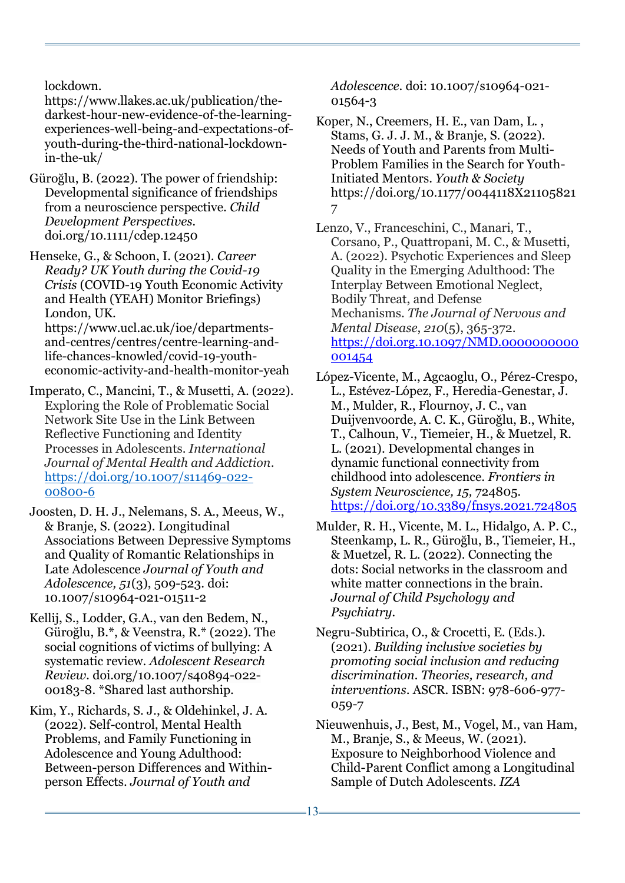lockdown. https://www.llakes.ac.uk/publication/the-darkest-hour-new-evidence-of-the-learning-experiences-well-being-and-expectations-of-youth-during-the-third-national-lockdown-in-the-uk/

Güroğlu, B. (2022). The power of friendship: Developmental significance of friendships from a neuroscience perspective. *Child Development Perspectives*. doi.org/10.1111/cdep.12450

Henseke, G., & Schoon, I. (2021). *Career Ready? UK Youth during the Covid-19 Crisis* (COVID-19 Youth Economic Activity and Health (YEAH) Monitor Briefings) London, UK. https://www.ucl.ac.uk/ioe/departments-and-centres/centres/centre-learning-and-life-chances-knowled/covid-19-youth-economic-activity-and-health-monitor-yeah

Imperato, C., Mancini, T., & Musetti, A. (2022). Exploring the Role of Problematic Social Network Site Use in the Link Between Reflective Functioning and Identity Processes in Adolescents. *International Journal of Mental Health and Addiction*. https://doi.org/10.1007/s11469-022-00800-6

Joosten, D. H. J., Nelemans, S. A., Meeus, W., & Branje, S. (2022). Longitudinal Associations Between Depressive Symptoms and Quality of Romantic Relationships in Late Adolescence *Journal of Youth and Adolescence, 51*(3), 509-523. doi: 10.1007/s10964-021-01511-2

Kellij, S., Lodder, G.A., van den Bedem, N., Güroğlu, B.*, & Veenstra, R.* (2022). The social cognitions of victims of bullying: A systematic review. *Adolescent Research Review*. doi.org/10.1007/s40894-022-00183-8. *Shared last authorship.

Kim, Y., Richards, S. J., & Oldehinkel, J. A. (2022). Self-control, Mental Health Problems, and Family Functioning in Adolescence and Young Adulthood: Between-person Differences and Within-person Effects. *Journal of Youth and Adolescence*. doi: 10.1007/s10964-021-01564-3

Koper, N., Creemers, H. E., van Dam, L. , Stams, G. J. J. M., & Branje, S. (2022). Needs of Youth and Parents from Multi-Problem Families in the Search for Youth-Initiated Mentors. *Youth & Society* https://doi.org/10.1177/0044118X211058217

Lenzo, V., Franceschini, C., Manari, T., Corsano, P., Quattropani, M. C., & Musetti, A. (2022). Psychotic Experiences and Sleep Quality in the Emerging Adulthood: The Interplay Between Emotional Neglect, Bodily Threat, and Defense Mechanisms. *The Journal of Nervous and Mental Disease*, *210*(5), 365-372. https://doi.org.10.1097/NMD.0000000000001454

López-Vicente, M., Agcaoglu, O., Pérez-Crespo, L., Estévez-López, F., Heredia-Genestar, J. M., Mulder, R., Flournoy, J. C., van Duijvenvoorde, A. C. K., Güroğlu, B., White, T., Calhoun, V., Tiemeier, H., & Muetzel, R. L. (2021). Developmental changes in dynamic functional connectivity from childhood into adolescence. *Frontiers in System Neuroscience, 15,* 724805. https://doi.org/10.3389/fnsys.2021.724805

Mulder, R. H., Vicente, M. L., Hidalgo, A. P. C., Steenkamp, L. R., Güroğlu, B., Tiemeier, H., & Muetzel, R. L. (2022). Connecting the dots: Social networks in the classroom and white matter connections in the brain. *Journal of Child Psychology and Psychiatry*.

Negru-Subtirica, O., & Crocetti, E. (Eds.). (2021). *Building inclusive societies by promoting social inclusion and reducing discrimination. Theories, research, and interventions*. ASCR. ISBN: 978-606-977-059-7

Nieuwenhuis, J., Best, M., Vogel, M., van Ham, M., Branje, S., & Meeus, W. (2021). Exposure to Neighborhood Violence and Child-Parent Conflict among a Longitudinal Sample of Dutch Adolescents. *IZA*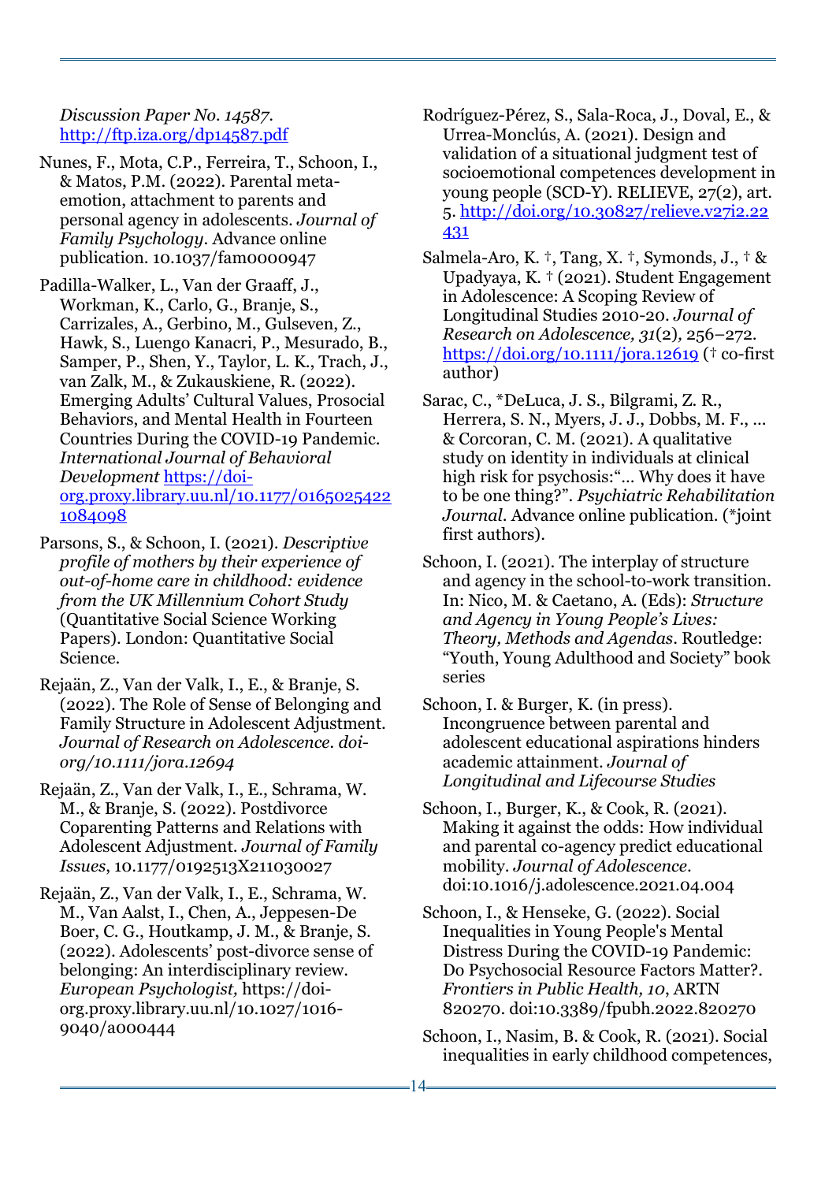*Discussion Paper No. 14587*. http://ftp.iza.org/dp14587.pdf

Nunes, F., Mota, C.P., Ferreira, T., Schoon, I., & Matos, P.M. (2022). Parental meta-emotion, attachment to parents and personal agency in adolescents. *Journal of Family Psychology*. Advance online publication. 10.1037/fam0000947

Padilla-Walker, L., Van der Graaff, J., Workman, K., Carlo, G., Branje, S., Carrizales, A., Gerbino, M., Gulseven, Z., Hawk, S., Luengo Kanacri, P., Mesurado, B., Samper, P., Shen, Y., Taylor, L. K., Trach, J., van Zalk, M., & Zukauskiene, R. (2022). Emerging Adults' Cultural Values, Prosocial Behaviors, and Mental Health in Fourteen Countries During the COVID-19 Pandemic. *International Journal of Behavioral Development* https://doi-org.proxy.library.uu.nl/10.1177/01650254221084098

Parsons, S., & Schoon, I. (2021). *Descriptive profile of mothers by their experience of out-of-home care in childhood: evidence from the UK Millennium Cohort Study* (Quantitative Social Science Working Papers). London: Quantitative Social Science.

Rejaän, Z., Van der Valk, I., E., & Branje, S. (2022). The Role of Sense of Belonging and Family Structure in Adolescent Adjustment. *Journal of Research on Adolescence. doi-org/10.1111/jora.12694*

Rejaän, Z., Van der Valk, I., E., Schrama, W. M., & Branje, S. (2022). Postdivorce Coparenting Patterns and Relations with Adolescent Adjustment. *Journal of Family Issues*, 10.1177/0192513X211030027

Rejaän, Z., Van der Valk, I., E., Schrama, W. M., Van Aalst, I., Chen, A., Jeppesen-De Boer, C. G., Houtkamp, J. M., & Branje, S. (2022). Adolescents' post-divorce sense of belonging: An interdisciplinary review. *European Psychologist,* https://doi-org.proxy.library.uu.nl/10.1027/1016-9040/a000444

Rodríguez-Pérez, S., Sala-Roca, J., Doval, E., & Urrea-Monclús, A. (2021). Design and validation of a situational judgment test of socioemotional competences development in young people (SCD-Y). RELIEVE, 27(2), art. 5. http://doi.org/10.30827/relieve.v27i2.22431

Salmela-Aro, K. †, Tang, X. †, Symonds, J., † & Upadyaya, K. † (2021). Student Engagement in Adolescence: A Scoping Review of Longitudinal Studies 2010-20. *Journal of Research on Adolescence, 31*(2)*,* 256–272. https://doi.org/10.1111/jora.12619 († co-first author)

Sarac, C., *DeLuca, J. S., Bilgrami, Z. R., Herrera, S. N., Myers, J. J., Dobbs, M. F., ... & Corcoran, C. M. (2021). A qualitative study on identity in individuals at clinical high risk for psychosis:"... Why does it have to be one thing?". *Psychiatric Rehabilitation Journal*. Advance online publication. (*joint first authors).

Schoon, I. (2021). The interplay of structure and agency in the school-to-work transition. In: Nico, M. & Caetano, A. (Eds): *Structure and Agency in Young People's Lives: Theory, Methods and Agendas*. Routledge: "Youth, Young Adulthood and Society" book series

Schoon, I. & Burger, K. (in press). Incongruence between parental and adolescent educational aspirations hinders academic attainment. *Journal of Longitudinal and Lifecourse Studies*

Schoon, I., Burger, K., & Cook, R. (2021). Making it against the odds: How individual and parental co-agency predict educational mobility. *Journal of Adolescence*. doi:10.1016/j.adolescence.2021.04.004

Schoon, I., & Henseke, G. (2022). Social Inequalities in Young People's Mental Distress During the COVID-19 Pandemic: Do Psychosocial Resource Factors Matter?. *Frontiers in Public Health, 10*, ARTN 820270. doi:10.3389/fpubh.2022.820270

Schoon, I., Nasim, B. & Cook, R. (2021). Social inequalities in early childhood competences,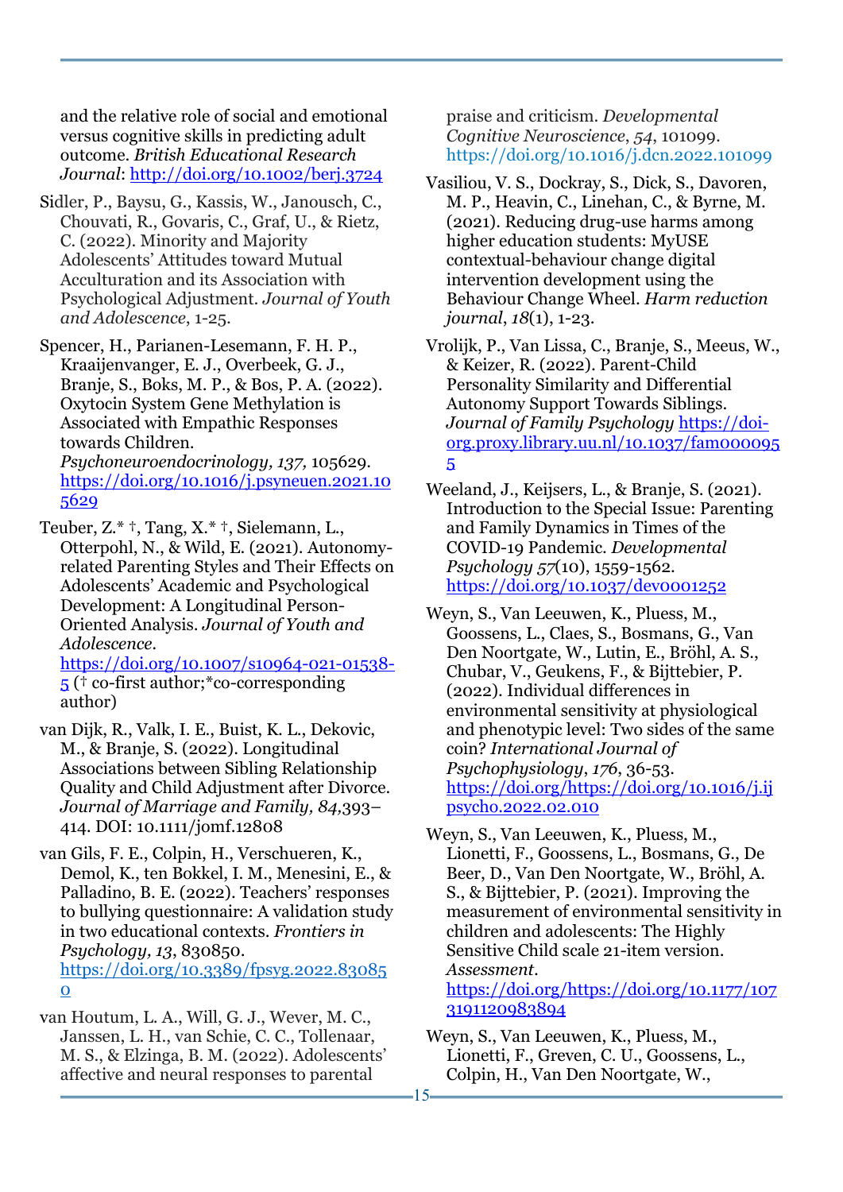and the relative role of social and emotional versus cognitive skills in predicting adult outcome. *British Educational Research Journal*: http://doi.org/10.1002/berj.3724

Sidler, P., Baysu, G., Kassis, W., Janousch, C., Chouvati, R., Govaris, C., Graf, U., & Rietz, C. (2022). Minority and Majority Adolescents' Attitudes toward Mutual Acculturation and its Association with Psychological Adjustment. *Journal of Youth and Adolescence*, 1-25.

Spencer, H., Parianen-Lesemann, F. H. P., Kraaijenvanger, E. J., Overbeek, G. J., Branje, S., Boks, M. P., & Bos, P. A. (2022). Oxytocin System Gene Methylation is Associated with Empathic Responses towards Children. *Psychoneuroendocrinology, 137,* 105629. https://doi.org/10.1016/j.psyneuen.2021.105629

Teuber, Z.* †, Tang, X.* †, Sielemann, L., Otterpohl, N., & Wild, E. (2021). Autonomy-related Parenting Styles and Their Effects on Adolescents' Academic and Psychological Development: A Longitudinal Person-Oriented Analysis. *Journal of Youth and Adolescence*. https://doi.org/10.1007/s10964-021-01538-5 († co-first author;*co-corresponding author)

van Dijk, R., Valk, I. E., Buist, K. L., Dekovic, M., & Branje, S. (2022). Longitudinal Associations between Sibling Relationship Quality and Child Adjustment after Divorce. *Journal of Marriage and Family, 84,*393–414. DOI: 10.1111/jomf.12808

van Gils, F. E., Colpin, H., Verschueren, K., Demol, K., ten Bokkel, I. M., Menesini, E., & Palladino, B. E. (2022). Teachers' responses to bullying questionnaire: A validation study in two educational contexts. *Frontiers in Psychology, 13*, 830850. https://doi.org/10.3389/fpsyg.2022.830850

van Houtum, L. A., Will, G. J., Wever, M. C., Janssen, L. H., van Schie, C. C., Tollenaar, M. S., & Elzinga, B. M. (2022). Adolescents' affective and neural responses to parental praise and criticism. *Developmental Cognitive Neuroscience*, *54*, 101099. https://doi.org/10.1016/j.dcn.2022.101099

Vasiliou, V. S., Dockray, S., Dick, S., Davoren, M. P., Heavin, C., Linehan, C., & Byrne, M. (2021). Reducing drug-use harms among higher education students: MyUSE contextual-behaviour change digital intervention development using the Behaviour Change Wheel. *Harm reduction journal*, *18*(1), 1-23.

Vrolijk, P., Van Lissa, C., Branje, S., Meeus, W., & Keizer, R. (2022). Parent-Child Personality Similarity and Differential Autonomy Support Towards Siblings. *Journal of Family Psychology* https://doi-org.proxy.library.uu.nl/10.1037/fam0000955

Weeland, J., Keijsers, L., & Branje, S. (2021). Introduction to the Special Issue: Parenting and Family Dynamics in Times of the COVID-19 Pandemic. *Developmental Psychology 57*(10), 1559-1562. https://doi.org/10.1037/dev0001252

Weyn, S., Van Leeuwen, K., Pluess, M., Goossens, L., Claes, S., Bosmans, G., Van Den Noortgate, W., Lutin, E., Bröhl, A. S., Chubar, V., Geukens, F., & Bijttebier, P. (2022). Individual differences in environmental sensitivity at physiological and phenotypic level: Two sides of the same coin? *International Journal of Psychophysiology*, *176*, 36-53. https://doi.org/https://doi.org/10.1016/j.ijpsycho.2022.02.010

Weyn, S., Van Leeuwen, K., Pluess, M., Lionetti, F., Goossens, L., Bosmans, G., De Beer, D., Van Den Noortgate, W., Bröhl, A. S., & Bijttebier, P. (2021). Improving the measurement of environmental sensitivity in children and adolescents: The Highly Sensitive Child scale 21-item version. *Assessment*. https://doi.org/https://doi.org/10.1177/1073191120983894

Weyn, S., Van Leeuwen, K., Pluess, M., Lionetti, F., Greven, C. U., Goossens, L., Colpin, H., Van Den Noortgate, W.,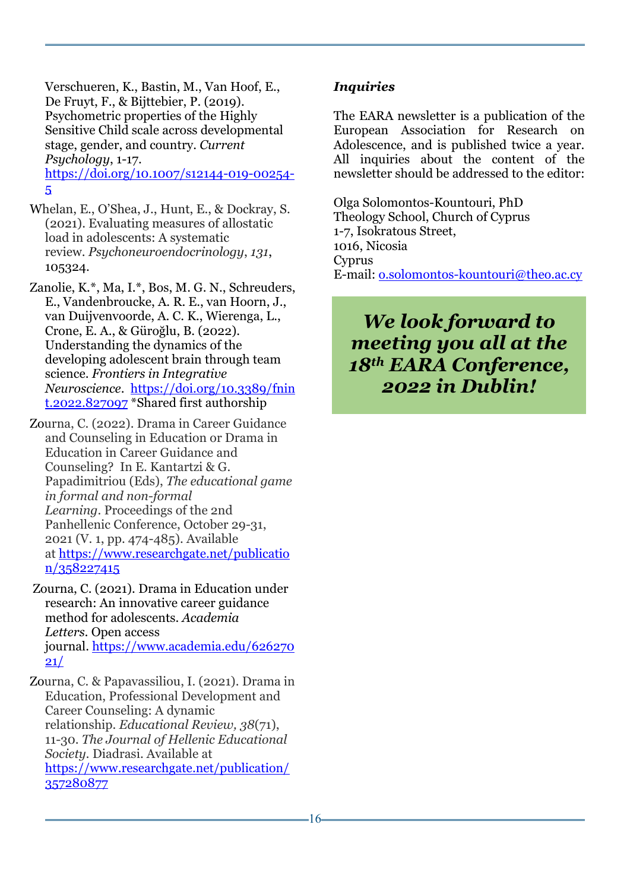Verschueren, K., Bastin, M., Van Hoof, E., De Fruyt, F., & Bijttebier, P. (2019). Psychometric properties of the Highly Sensitive Child scale across developmental stage, gender, and country. *Current Psychology*, 1-17. https://doi.org/10.1007/s12144-019-00254-5

Whelan, E., O'Shea, J., Hunt, E., & Dockray, S. (2021). Evaluating measures of allostatic load in adolescents: A systematic review. *Psychoneuroendocrinology*, *131*, 105324.

Zanolie, K.*, Ma, I.*, Bos, M. G. N., Schreuders, E., Vandenbroucke, A. R. E., van Hoorn, J., van Duijvenvoorde, A. C. K., Wierenga, L., Crone, E. A., & Güroğlu, B. (2022). Understanding the dynamics of the developing adolescent brain through team science. *Frontiers in Integrative Neuroscience*. https://doi.org/10.3389/fnint.2022.827097 *Shared first authorship

Zourna, C. (2022). Drama in Career Guidance and Counseling in Education or Drama in Education in Career Guidance and Counseling? In E. Kantartzi & G. Papadimitriou (Eds), *The educational game in formal and non-formal Learning*. Proceedings of the 2nd Panhellenic Conference, October 29-31, 2021 (V. 1, pp. 474-485). Available at https://www.researchgate.net/publication/358227415

Zourna, C. (2021). Drama in Education under research: An innovative career guidance method for adolescents. *Academia Letters*. Open access journal. https://www.academia.edu/62627021/

Zourna, C. & Papavassiliou, I. (2021). Drama in Education, Professional Development and Career Counseling: A dynamic relationship. *Educational Review, 38*(71), 11-30. *The Journal of Hellenic Educational Society*. Diadrasi. Available at https://www.researchgate.net/publication/357280877

### *Inquiries*

The EARA newsletter is a publication of the European Association for Research on Adolescence, and is published twice a year. All inquiries about the content of the newsletter should be addressed to the editor:

Olga Solomontos-Kountouri, PhD
Theology School, Church of Cyprus
1-7, Isokratous Street,
1016, Nicosia
Cyprus
E-mail: o.solomontos-kountouri@theo.ac.cy

***We look forward to meeting you all at the 18th EARA Conference, 2022 in Dublin!***